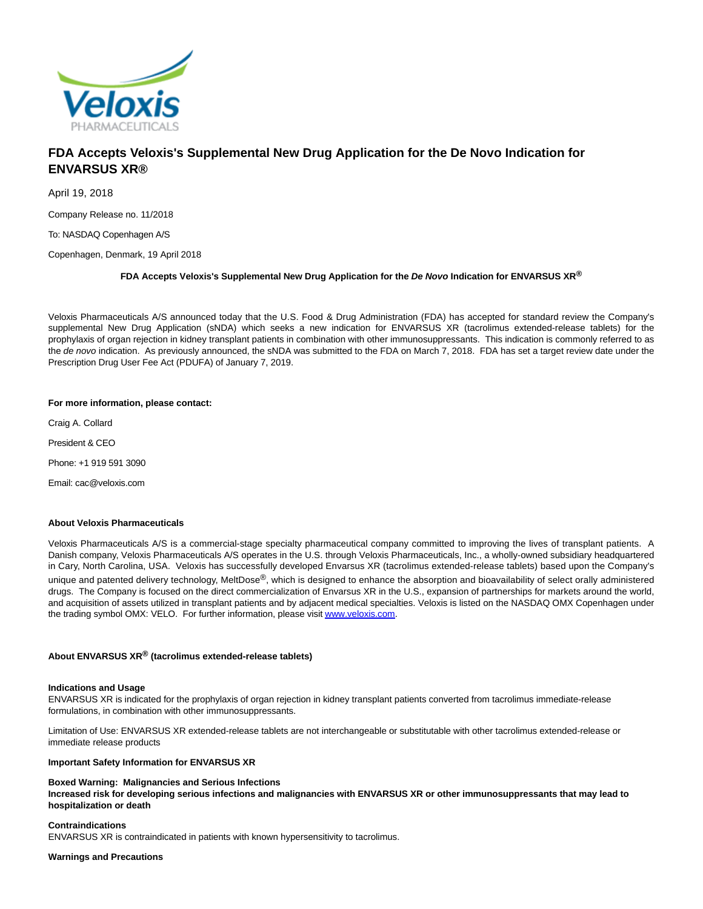# FDA Accepts Veloxis's Supplemental New Drug Application for the De Novo Indication for ENVARSUS XR®

April 19, 2018

Company Release no. 11/2018

To: NASDAQ Copenhagen A/S

Copenhagen, Denmark, 19 April 2018

**FDA Accepts Veloxis's Supplemental New Drug Application for the *De Novo* Indication for ENVARSUS XR®**

Veloxis Pharmaceuticals A/S announced today that the U.S. Food & Drug Administration (FDA) has accepted for standard review the Company's supplemental New Drug Application (sNDA) which seeks a new indication for ENVARSUS XR (tacrolimus extended-release tablets) for the prophylaxis of organ rejection in kidney transplant patients in combination with other immunosuppressants. This indication is commonly referred to as the *de novo* indication. As previously announced, the sNDA was submitted to the FDA on March 7, 2018. FDA has set a target review date under the Prescription Drug User Fee Act (PDUFA) of January 7, 2019.

**For more information, please contact:**

Craig A. Collard

President & CEO

Phone: +1 919 591 3090

Email: cac@veloxis.com

**About Veloxis Pharmaceuticals**

Veloxis Pharmaceuticals A/S is a commercial-stage specialty pharmaceutical company committed to improving the lives of transplant patients. A Danish company, Veloxis Pharmaceuticals A/S operates in the U.S. through Veloxis Pharmaceuticals, Inc., a wholly-owned subsidiary headquartered in Cary, North Carolina, USA. Veloxis has successfully developed Envarsus XR (tacrolimus extended-release tablets) based upon the Company's unique and patented delivery technology, MeltDose®, which is designed to enhance the absorption and bioavailability of select orally administered drugs. The Company is focused on the direct commercialization of Envarsus XR in the U.S., expansion of partnerships for markets around the world, and acquisition of assets utilized in transplant patients and by adjacent medical specialties. Veloxis is listed on the NASDAQ OMX Copenhagen under the trading symbol OMX: VELO. For further information, please visit [www.veloxis.com](http://www.veloxis.com).

**About ENVARSUS XR® (tacrolimus extended-release tablets)**

**Indications and Usage**
ENVARSUS XR is indicated for the prophylaxis of organ rejection in kidney transplant patients converted from tacrolimus immediate-release formulations, in combination with other immunosuppressants.

Limitation of Use: ENVARSUS XR extended-release tablets are not interchangeable or substitutable with other tacrolimus extended-release or immediate release products

**Important Safety Information for ENVARSUS XR**

**Boxed Warning: Malignancies and Serious Infections**
**Increased risk for developing serious infections and malignancies with ENVARSUS XR or other immunosuppressants that may lead to hospitalization or death**

**Contraindications**
ENVARSUS XR is contraindicated in patients with known hypersensitivity to tacrolimus.

**Warnings and Precautions**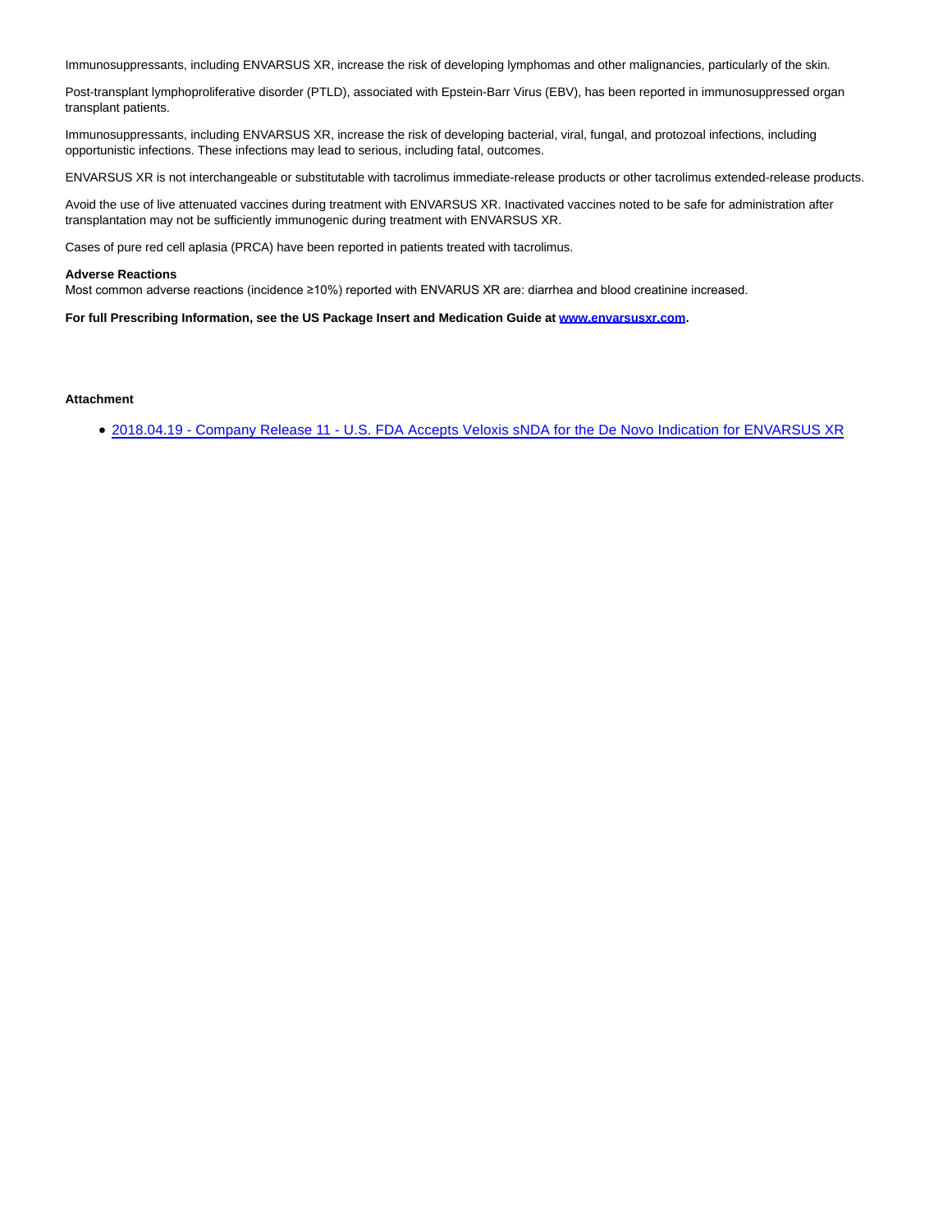Immunosuppressants, including ENVARSUS XR, increase the risk of developing lymphomas and other malignancies, particularly of the skin.

Post-transplant lymphoproliferative disorder (PTLD), associated with Epstein-Barr Virus (EBV), has been reported in immunosuppressed organ transplant patients.

Immunosuppressants, including ENVARSUS XR, increase the risk of developing bacterial, viral, fungal, and protozoal infections, including opportunistic infections. These infections may lead to serious, including fatal, outcomes.

ENVARSUS XR is not interchangeable or substitutable with tacrolimus immediate-release products or other tacrolimus extended-release products.

Avoid the use of live attenuated vaccines during treatment with ENVARSUS XR. Inactivated vaccines noted to be safe for administration after transplantation may not be sufficiently immunogenic during treatment with ENVARSUS XR.

Cases of pure red cell aplasia (PRCA) have been reported in patients treated with tacrolimus.

**Adverse Reactions**
Most common adverse reactions (incidence ≥10%) reported with ENVARUS XR are: diarrhea and blood creatinine increased.

**For full Prescribing Information, see the US Package Insert and Medication Guide at www.envarsusxr.com.**

**Attachment**

- 2018.04.19 - Company Release 11 - U.S. FDA Accepts Veloxis sNDA for the De Novo Indication for ENVARSUS XR